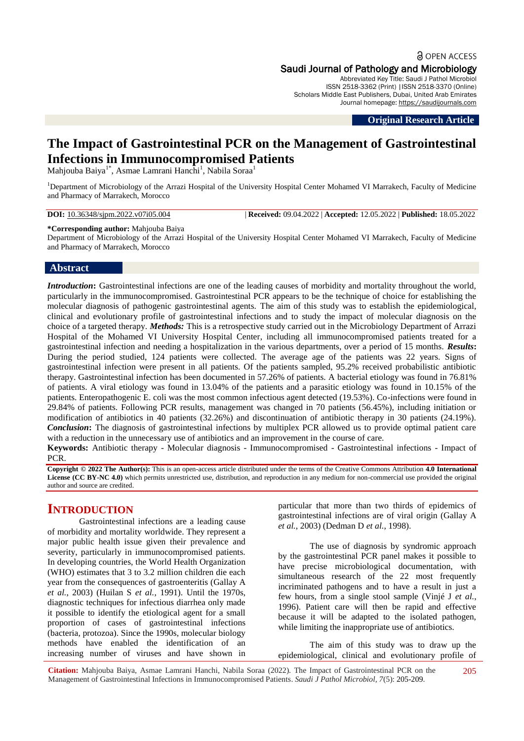Original Research Article

# The Impact of Gastrointestinal PCR on the Management of Gastrointestinal Infections in Immunocompromised Patients

Mahjouba Baiya[1*], Asmae Lamrani Hanchi[1], Nabila Soraa[1]

[1]Department of Microbiology of the Arrazi Hospital of the University Hospital Center Mohamed VI Marrakech, Faculty of Medicine and Pharmacy of Marrakech, Morocco

**DOI:** 10.36348/sjpm.2022.v07i05.004 | **Received:** 09.04.2022 | **Accepted:** 12.05.2022 | **Published:** 18.05.2022

**\*Corresponding author:** Mahjouba Baiya
Department of Microbiology of the Arrazi Hospital of the University Hospital Center Mohamed VI Marrakech, Faculty of Medicine and Pharmacy of Marrakech, Morocco

## Abstract

***Introduction*:** Gastrointestinal infections are one of the leading causes of morbidity and mortality throughout the world, particularly in the immunocompromised. Gastrointestinal PCR appears to be the technique of choice for establishing the molecular diagnosis of pathogenic gastrointestinal agents. The aim of this study was to establish the epidemiological, clinical and evolutionary profile of gastrointestinal infections and to study the impact of molecular diagnosis on the choice of a targeted therapy. ***Methods:*** This is a retrospective study carried out in the Microbiology Department of Arrazi Hospital of the Mohamed VI University Hospital Center, including all immunocompromised patients treated for a gastrointestinal infection and needing a hospitalization in the various departments, over a period of 15 months. ***Results*:** During the period studied, 124 patients were collected. The average age of the patients was 22 years. Signs of gastrointestinal infection were present in all patients. Of the patients sampled, 95.2% received probabilistic antibiotic therapy. Gastrointestinal infection has been documented in 57.26% of patients. A bacterial etiology was found in 76.81% of patients. A viral etiology was found in 13.04% of the patients and a parasitic etiology was found in 10.15% of the patients. Enteropathogenic E. coli was the most common infectious agent detected (19.53%). Co-infections were found in 29.84% of patients. Following PCR results, management was changed in 70 patients (56.45%), including initiation or modification of antibiotics in 40 patients (32.26%) and discontinuation of antibiotic therapy in 30 patients (24.19%). ***Conclusion*:** The diagnosis of gastrointestinal infections by multiplex PCR allowed us to provide optimal patient care with a reduction in the unnecessary use of antibiotics and an improvement in the course of care.

**Keywords:** Antibiotic therapy - Molecular diagnosis - Immunocompromised - Gastrointestinal infections - Impact of PCR.

**Copyright © 2022 The Author(s):** This is an open-access article distributed under the terms of the Creative Commons Attribution **4.0 International License (CC BY-NC 4.0)** which permits unrestricted use, distribution, and reproduction in any medium for non-commercial use provided the original author and source are credited.

## INTRODUCTION

Gastrointestinal infections are a leading cause of morbidity and mortality worldwide. They represent a major public health issue given their prevalence and severity, particularly in immunocompromised patients. In developing countries, the World Health Organization (WHO) estimates that 3 to 3.2 million children die each year from the consequences of gastroenteritis (Gallay A *et al.*, 2003) (Huilan S *et al.*, 1991). Until the 1970s, diagnostic techniques for infectious diarrhea only made it possible to identify the etiological agent for a small proportion of cases of gastrointestinal infections (bacteria, protozoa). Since the 1990s, molecular biology methods have enabled the identification of an increasing number of viruses and have shown in particular that more than two thirds of epidemics of gastrointestinal infections are of viral origin (Gallay A *et al.*, 2003) (Dedman D *et al.*, 1998).

The use of diagnosis by syndromic approach by the gastrointestinal PCR panel makes it possible to have precise microbiological documentation, with simultaneous research of the 22 most frequently incriminated pathogens and to have a result in just a few hours, from a single stool sample (Vinjé J *et al.*, 1996). Patient care will then be rapid and effective because it will be adapted to the isolated pathogen, while limiting the inappropriate use of antibiotics.

The aim of this study was to draw up the epidemiological, clinical and evolutionary profile of

**Citation:** Mahjouba Baiya, Asmae Lamrani Hanchi, Nabila Soraa (2022). The Impact of Gastrointestinal PCR on the Management of Gastrointestinal Infections in Immunocompromised Patients. *Saudi J Pathol Microbiol, 7*(5): 205-209.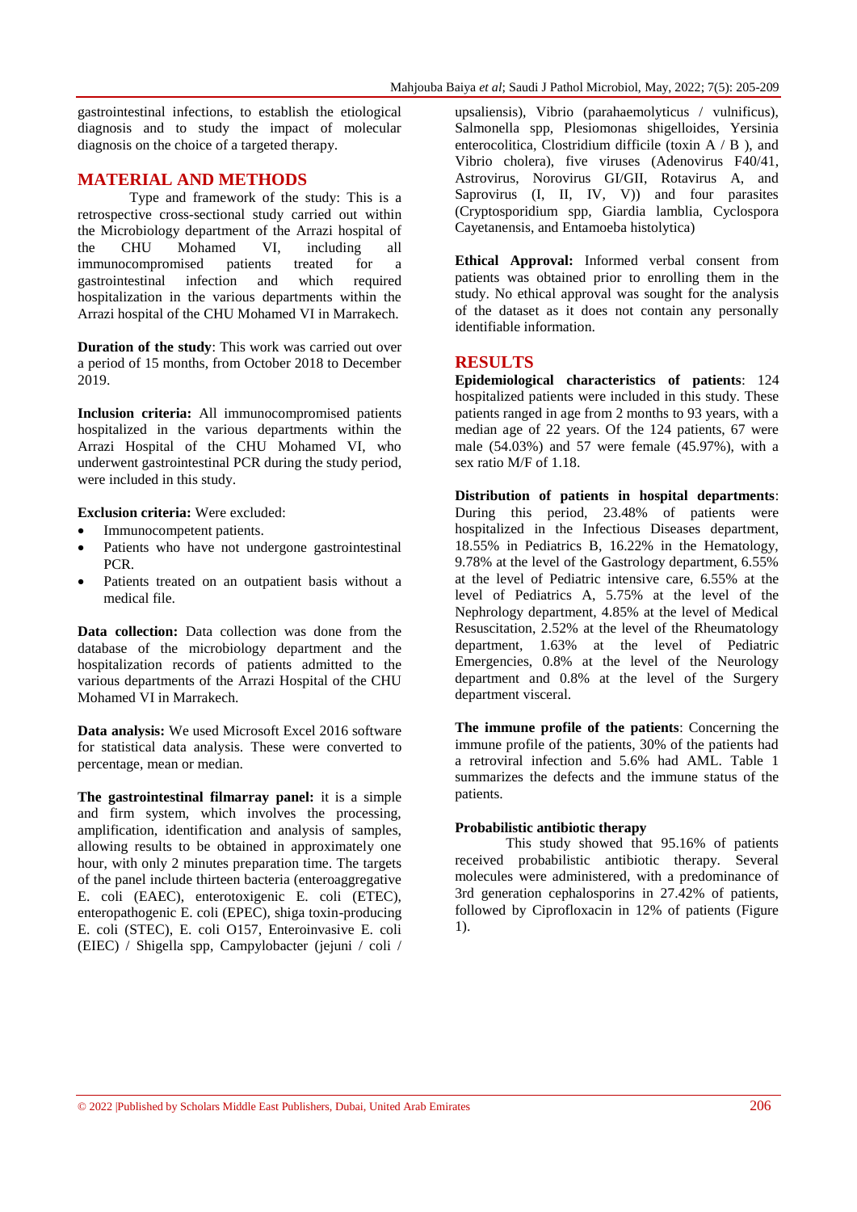gastrointestinal infections, to establish the etiological diagnosis and to study the impact of molecular diagnosis on the choice of a targeted therapy.

## MATERIAL AND METHODS

Type and framework of the study: This is a retrospective cross-sectional study carried out within the Microbiology department of the Arrazi hospital of the CHU Mohamed VI, including all immunocompromised patients treated for a gastrointestinal infection and which required hospitalization in the various departments within the Arrazi hospital of the CHU Mohamed VI in Marrakech.

**Duration of the study**: This work was carried out over a period of 15 months, from October 2018 to December 2019.

**Inclusion criteria:** All immunocompromised patients hospitalized in the various departments within the Arrazi Hospital of the CHU Mohamed VI, who underwent gastrointestinal PCR during the study period, were included in this study.

**Exclusion criteria:** Were excluded:

- Immunocompetent patients.
- Patients who have not undergone gastrointestinal PCR.
- Patients treated on an outpatient basis without a medical file.

**Data collection:** Data collection was done from the database of the microbiology department and the hospitalization records of patients admitted to the various departments of the Arrazi Hospital of the CHU Mohamed VI in Marrakech.

**Data analysis:** We used Microsoft Excel 2016 software for statistical data analysis. These were converted to percentage, mean or median.

**The gastrointestinal filmarray panel:** it is a simple and firm system, which involves the processing, amplification, identification and analysis of samples, allowing results to be obtained in approximately one hour, with only 2 minutes preparation time. The targets of the panel include thirteen bacteria (enteroaggregative E. coli (EAEC), enterotoxigenic E. coli (ETEC), enteropathogenic E. coli (EPEC), shiga toxin-producing E. coli (STEC), E. coli O157, Enteroinvasive E. coli (EIEC) / Shigella spp, Campylobacter (jejuni / coli / upsaliensis), Vibrio (parahaemolyticus / vulnificus), Salmonella spp, Plesiomonas shigelloides, Yersinia enterocolitica, Clostridium difficile (toxin A / B ), and Vibrio cholera), five viruses (Adenovirus F40/41, Astrovirus, Norovirus GI/GII, Rotavirus A, and Saprovirus (I, II, IV, V)) and four parasites (Cryptosporidium spp, Giardia lamblia, Cyclospora Cayetanensis, and Entamoeba histolytica)

**Ethical Approval:** Informed verbal consent from patients was obtained prior to enrolling them in the study. No ethical approval was sought for the analysis of the dataset as it does not contain any personally identifiable information.

## RESULTS

**Epidemiological characteristics of patients**: 124 hospitalized patients were included in this study. These patients ranged in age from 2 months to 93 years, with a median age of 22 years. Of the 124 patients, 67 were male (54.03%) and 57 were female (45.97%), with a sex ratio M/F of 1.18.

**Distribution of patients in hospital departments**: During this period, 23.48% of patients were hospitalized in the Infectious Diseases department, 18.55% in Pediatrics B, 16.22% in the Hematology, 9.78% at the level of the Gastrology department, 6.55% at the level of Pediatric intensive care, 6.55% at the level of Pediatrics A, 5.75% at the level of the Nephrology department, 4.85% at the level of Medical Resuscitation, 2.52% at the level of the Rheumatology department, 1.63% at the level of Pediatric Emergencies, 0.8% at the level of the Neurology department and 0.8% at the level of the Surgery department visceral.

**The immune profile of the patients**: Concerning the immune profile of the patients, 30% of the patients had a retroviral infection and 5.6% had AML. Table 1 summarizes the defects and the immune status of the patients.

**Probabilistic antibiotic therapy**

This study showed that 95.16% of patients received probabilistic antibiotic therapy. Several molecules were administered, with a predominance of 3rd generation cephalosporins in 27.42% of patients, followed by Ciprofloxacin in 12% of patients (Figure 1).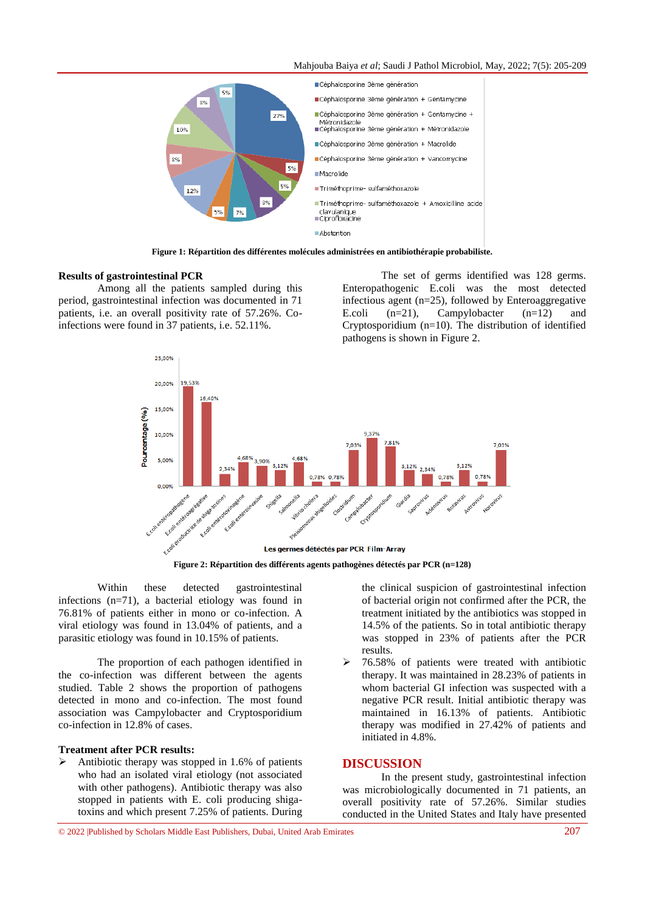**Figure 1: Répartition des différentes molécules administrées en antibiothérapie probabiliste.**

### Results of gastrointestinal PCR

Among all the patients sampled during this period, gastrointestinal infection was documented in 71 patients, i.e. an overall positivity rate of 57.26%. Co-infections were found in 37 patients, i.e. 52.11%.

The set of germs identified was 128 germs. Enteropathogenic E.coli was the most detected infectious agent (n=25), followed by Enteroaggregative E.coli (n=21), Campylobacter (n=12) and Cryptosporidium (n=10). The distribution of identified pathogens is shown in Figure 2.

**Figure 2: Répartition des différents agents pathogènes détectés par PCR (n=128)**

Within these detected gastrointestinal infections (n=71), a bacterial etiology was found in 76.81% of patients either in mono or co-infection. A viral etiology was found in 13.04% of patients, and a parasitic etiology was found in 10.15% of patients.

The proportion of each pathogen identified in the co-infection was different between the agents studied. Table 2 shows the proportion of pathogens detected in mono and co-infection. The most frequent association was Campylobacter and Cryptosporidium co-infection in 12.8% of cases.

### Treatment after PCR results:

- Antibiotic therapy was stopped in 1.6% of patients who had an isolated viral etiology (not associated with other pathogens). Antibiotic therapy was also stopped in patients with E. coli producing shiga-toxins and which present 7.25% of patients. During the clinical suspicion of gastrointestinal infection of bacterial origin not confirmed after the PCR, the treatment initiated by the antibiotics was stopped in 14.5% of the patients. So in total antibiotic therapy was stopped in 23% of patients after the PCR results.
- 76.58% of patients were treated with antibiotic therapy. It was maintained in 28.23% of patients in whom bacterial GI infection was suspected with a negative PCR result. Initial antibiotic therapy was maintained in 16.13% of patients. Antibiotic therapy was modified in 27.42% of patients and initiated in 4.8%.

## DISCUSSION

In the present study, gastrointestinal infection was microbiologically documented in 71 patients, an overall positivity rate of 57.26%. Similar studies conducted in the United States and Italy have presented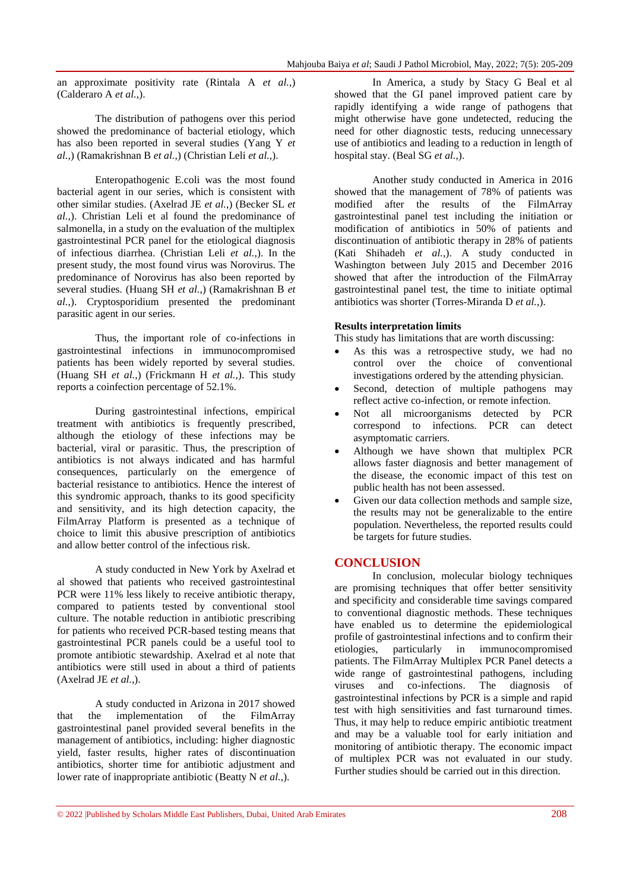an approximate positivity rate (Rintala A *et al.*,) (Calderaro A *et al.*,).

The distribution of pathogens over this period showed the predominance of bacterial etiology, which has also been reported in several studies (Yang Y *et al.*,) (Ramakrishnan B *et al.*,) (Christian Leli *et al.*,).

Enteropathogenic E.coli was the most found bacterial agent in our series, which is consistent with other similar studies. (Axelrad JE *et al.*,) (Becker SL *et al.*,). Christian Leli et al found the predominance of salmonella, in a study on the evaluation of the multiplex gastrointestinal PCR panel for the etiological diagnosis of infectious diarrhea. (Christian Leli *et al.*,). In the present study, the most found virus was Norovirus. The predominance of Norovirus has also been reported by several studies. (Huang SH *et al.*,) (Ramakrishnan B *et al.*,). Cryptosporidium presented the predominant parasitic agent in our series.

Thus, the important role of co-infections in gastrointestinal infections in immunocompromised patients has been widely reported by several studies. (Huang SH *et al.*,) (Frickmann H *et al.*,). This study reports a coinfection percentage of 52.1%.

During gastrointestinal infections, empirical treatment with antibiotics is frequently prescribed, although the etiology of these infections may be bacterial, viral or parasitic. Thus, the prescription of antibiotics is not always indicated and has harmful consequences, particularly on the emergence of bacterial resistance to antibiotics. Hence the interest of this syndromic approach, thanks to its good specificity and sensitivity, and its high detection capacity, the FilmArray Platform is presented as a technique of choice to limit this abusive prescription of antibiotics and allow better control of the infectious risk.

A study conducted in New York by Axelrad et al showed that patients who received gastrointestinal PCR were 11% less likely to receive antibiotic therapy, compared to patients tested by conventional stool culture. The notable reduction in antibiotic prescribing for patients who received PCR-based testing means that gastrointestinal PCR panels could be a useful tool to promote antibiotic stewardship. Axelrad et al note that antibiotics were still used in about a third of patients (Axelrad JE *et al.*,).

A study conducted in Arizona in 2017 showed that the implementation of the FilmArray gastrointestinal panel provided several benefits in the management of antibiotics, including: higher diagnostic yield, faster results, higher rates of discontinuation antibiotics, shorter time for antibiotic adjustment and lower rate of inappropriate antibiotic (Beatty N *et al.*,).

In America, a study by Stacy G Beal et al showed that the GI panel improved patient care by rapidly identifying a wide range of pathogens that might otherwise have gone undetected, reducing the need for other diagnostic tests, reducing unnecessary use of antibiotics and leading to a reduction in length of hospital stay. (Beal SG *et al.*,).

Another study conducted in America in 2016 showed that the management of 78% of patients was modified after the results of the FilmArray gastrointestinal panel test including the initiation or modification of antibiotics in 50% of patients and discontinuation of antibiotic therapy in 28% of patients (Kati Shihadeh *et al.*,). A study conducted in Washington between July 2015 and December 2016 showed that after the introduction of the FilmArray gastrointestinal panel test, the time to initiate optimal antibiotics was shorter (Torres-Miranda D *et al.*,).

**Results interpretation limits**

This study has limitations that are worth discussing:

- As this was a retrospective study, we had no control over the choice of conventional investigations ordered by the attending physician.
- Second, detection of multiple pathogens may reflect active co-infection, or remote infection.
- Not all microorganisms detected by PCR correspond to infections. PCR can detect asymptomatic carriers.
- Although we have shown that multiplex PCR allows faster diagnosis and better management of the disease, the economic impact of this test on public health has not been assessed.
- Given our data collection methods and sample size, the results may not be generalizable to the entire population. Nevertheless, the reported results could be targets for future studies.

## CONCLUSION

In conclusion, molecular biology techniques are promising techniques that offer better sensitivity and specificity and considerable time savings compared to conventional diagnostic methods. These techniques have enabled us to determine the epidemiological profile of gastrointestinal infections and to confirm their etiologies, particularly in immunocompromised patients. The FilmArray Multiplex PCR Panel detects a wide range of gastrointestinal pathogens, including viruses and co-infections. The diagnosis of gastrointestinal infections by PCR is a simple and rapid test with high sensitivities and fast turnaround times. Thus, it may help to reduce empiric antibiotic treatment and may be a valuable tool for early initiation and monitoring of antibiotic therapy. The economic impact of multiplex PCR was not evaluated in our study. Further studies should be carried out in this direction.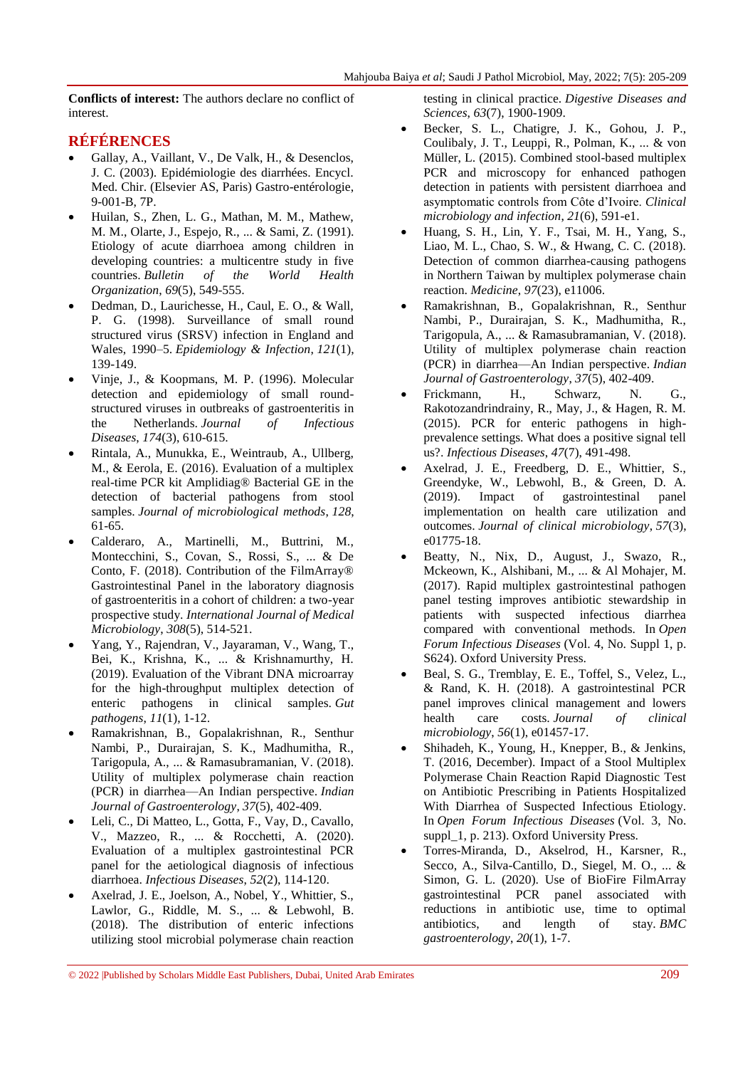**Conflicts of interest:** The authors declare no conflict of interest.

## RÉFÉRENCES

- Gallay, A., Vaillant, V., De Valk, H., & Desenclos, J. C. (2003). Epidémiologie des diarrhées. Encycl. Med. Chir. (Elsevier AS, Paris) Gastro-entérologie, 9-001-B, 7P.
- Huilan, S., Zhen, L. G., Mathan, M. M., Mathew, M. M., Olarte, J., Espejo, R., ... & Sami, Z. (1991). Etiology of acute diarrhoea among children in developing countries: a multicentre study in five countries. *Bulletin of the World Health Organization*, *69*(5), 549-555.
- Dedman, D., Laurichesse, H., Caul, E. O., & Wall, P. G. (1998). Surveillance of small round structured virus (SRSV) infection in England and Wales, 1990–5. *Epidemiology & Infection*, *121*(1), 139-149.
- Vinje, J., & Koopmans, M. P. (1996). Molecular detection and epidemiology of small round-structured viruses in outbreaks of gastroenteritis in the Netherlands. *Journal of Infectious Diseases*, *174*(3), 610-615.
- Rintala, A., Munukka, E., Weintraub, A., Ullberg, M., & Eerola, E. (2016). Evaluation of a multiplex real-time PCR kit Amplidiag® Bacterial GE in the detection of bacterial pathogens from stool samples. *Journal of microbiological methods*, *128*, 61-65.
- Calderaro, A., Martinelli, M., Buttrini, M., Montecchini, S., Covan, S., Rossi, S., ... & De Conto, F. (2018). Contribution of the FilmArray® Gastrointestinal Panel in the laboratory diagnosis of gastroenteritis in a cohort of children: a two-year prospective study. *International Journal of Medical Microbiology*, *308*(5), 514-521.
- Yang, Y., Rajendran, V., Jayaraman, V., Wang, T., Bei, K., Krishna, K., ... & Krishnamurthy, H. (2019). Evaluation of the Vibrant DNA microarray for the high-throughput multiplex detection of enteric pathogens in clinical samples. *Gut pathogens*, *11*(1), 1-12.
- Ramakrishnan, B., Gopalakrishnan, R., Senthur Nambi, P., Durairajan, S. K., Madhumitha, R., Tarigopula, A., ... & Ramasubramanian, V. (2018). Utility of multiplex polymerase chain reaction (PCR) in diarrhea—An Indian perspective. *Indian Journal of Gastroenterology*, *37*(5), 402-409.
- Leli, C., Di Matteo, L., Gotta, F., Vay, D., Cavallo, V., Mazzeo, R., ... & Rocchetti, A. (2020). Evaluation of a multiplex gastrointestinal PCR panel for the aetiological diagnosis of infectious diarrhoea. *Infectious Diseases*, *52*(2), 114-120.
- Axelrad, J. E., Joelson, A., Nobel, Y., Whittier, S., Lawlor, G., Riddle, M. S., ... & Lebwohl, B. (2018). The distribution of enteric infections utilizing stool microbial polymerase chain reaction testing in clinical practice. *Digestive Diseases and Sciences*, *63*(7), 1900-1909.
- Becker, S. L., Chatigre, J. K., Gohou, J. P., Coulibaly, J. T., Leuppi, R., Polman, K., ... & von Müller, L. (2015). Combined stool-based multiplex PCR and microscopy for enhanced pathogen detection in patients with persistent diarrhoea and asymptomatic controls from Côte d'Ivoire. *Clinical microbiology and infection*, *21*(6), 591-e1.
- Huang, S. H., Lin, Y. F., Tsai, M. H., Yang, S., Liao, M. L., Chao, S. W., & Hwang, C. C. (2018). Detection of common diarrhea-causing pathogens in Northern Taiwan by multiplex polymerase chain reaction. *Medicine*, *97*(23), e11006.
- Ramakrishnan, B., Gopalakrishnan, R., Senthur Nambi, P., Durairajan, S. K., Madhumitha, R., Tarigopula, A., ... & Ramasubramanian, V. (2018). Utility of multiplex polymerase chain reaction (PCR) in diarrhea—An Indian perspective. *Indian Journal of Gastroenterology*, *37*(5), 402-409.
- Frickmann, H., Schwarz, N. G., Rakotozandrindrainy, R., May, J., & Hagen, R. M. (2015). PCR for enteric pathogens in high-prevalence settings. What does a positive signal tell us?. *Infectious Diseases*, *47*(7), 491-498.
- Axelrad, J. E., Freedberg, D. E., Whittier, S., Greendyke, W., Lebwohl, B., & Green, D. A. (2019). Impact of gastrointestinal panel implementation on health care utilization and outcomes. *Journal of clinical microbiology*, *57*(3), e01775-18.
- Beatty, N., Nix, D., August, J., Swazo, R., Mckeown, K., Alshibani, M., ... & Al Mohajer, M. (2017). Rapid multiplex gastrointestinal pathogen panel testing improves antibiotic stewardship in patients with suspected infectious diarrhea compared with conventional methods. In *Open Forum Infectious Diseases* (Vol. 4, No. Suppl 1, p. S624). Oxford University Press.
- Beal, S. G., Tremblay, E. E., Toffel, S., Velez, L., & Rand, K. H. (2018). A gastrointestinal PCR panel improves clinical management and lowers health care costs. *Journal of clinical microbiology*, *56*(1), e01457-17.
- Shihadeh, K., Young, H., Knepper, B., & Jenkins, T. (2016, December). Impact of a Stool Multiplex Polymerase Chain Reaction Rapid Diagnostic Test on Antibiotic Prescribing in Patients Hospitalized With Diarrhea of Suspected Infectious Etiology. In *Open Forum Infectious Diseases* (Vol. 3, No. suppl_1, p. 213). Oxford University Press.
- Torres-Miranda, D., Akselrod, H., Karsner, R., Secco, A., Silva-Cantillo, D., Siegel, M. O., ... & Simon, G. L. (2020). Use of BioFire FilmArray gastrointestinal PCR panel associated with reductions in antibiotic use, time to optimal antibiotics, and length of stay. *BMC gastroenterology*, *20*(1), 1-7.